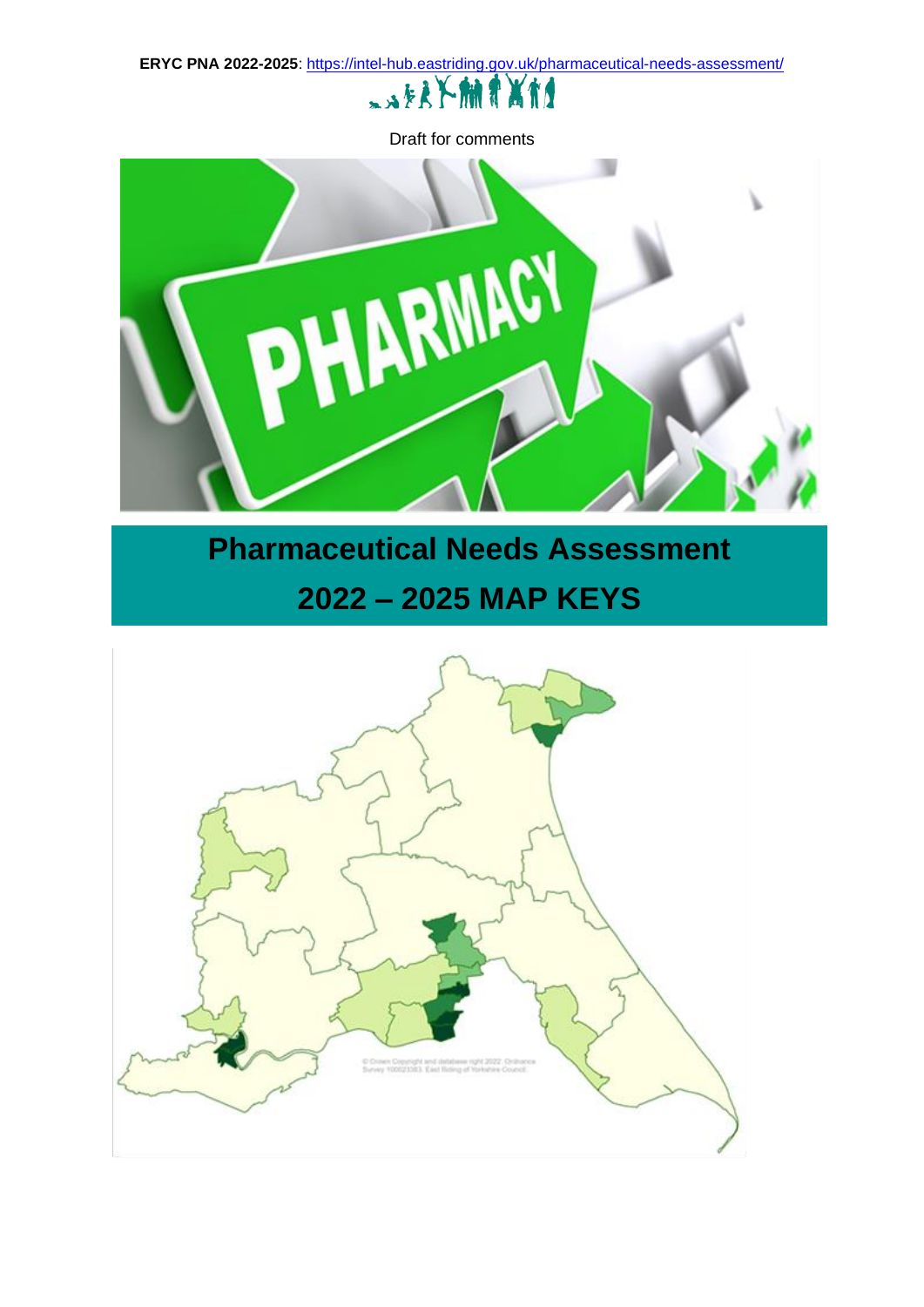**ERYC PNA 2022-2025**: https://intel-hub.eastriding.gov.uk/pharmaceutical-needs-assessment/

Draft for comments

# Pharmaceutical Needs Assessment 2022 – 2025 MAP KEYS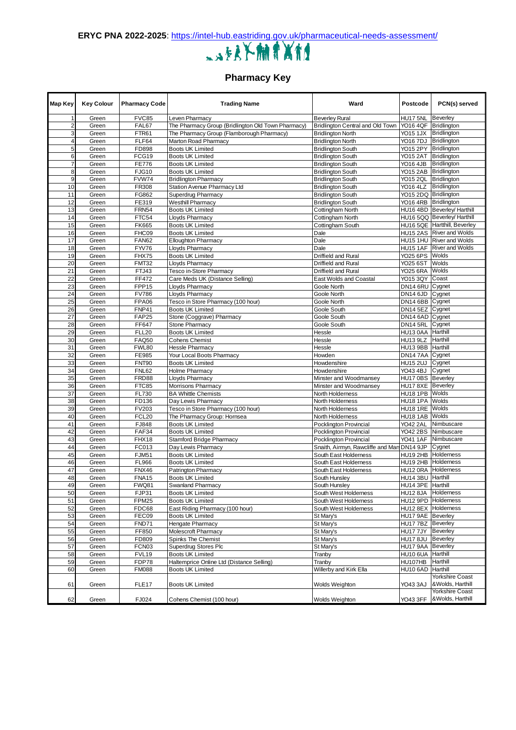**ERYC PNA 2022-2025**: https://intel-hub.eastriding.gov.uk/pharmaceutical-needs-assessment/

## Pharmacy Key

| Map Key | Key Colour | Pharmacy Code | Trading Name | Ward | Postcode | PCN(s) served |
|---|---|---|---|---|---|---|
| 1 | Green | FVC85 | Leven Pharmacy | Beverley Rural | HU17 5NL | Beverley |
| 2 | Green | FAL67 | The Pharmacy Group (Bridlington Old Town Pharmacy) | Bridlington Central and Old Town | YO16 4QF | Bridlington |
| 3 | Green | FTR61 | The Pharmacy Group (Flamborough Pharmacy) | Bridlington North | YO15 1JX | Bridlington |
| 4 | Green | FLF64 | Marton Road Pharmacy | Bridlington North | YO16 7DJ | Bridlington |
| 5 | Green | FD898 | Boots UK Limited | Bridlington South | YO15 2PY | Bridlington |
| 6 | Green | FCG19 | Boots UK Limited | Bridlington South | YO15 2AT | Bridlington |
| 7 | Green | FE776 | Boots UK Limited | Bridlington South | YO16 4JB | Bridlington |
| 8 | Green | FJG10 | Boots UK Limited | Bridlington South | YO15 2AB | Bridlington |
| 9 | Green | FVW74 | Bridlington Pharmacy | Bridlington South | YO15 2QL | Bridlington |
| 10 | Green | FR308 | Station Avenue Pharmacy Ltd | Bridlington South | YO16 4LZ | Bridlington |
| 11 | Green | FG862 | Superdrug Pharmacy | Bridlington South | YO15 2DQ | Bridlington |
| 12 | Green | FE319 | Westhill Pharmacy | Bridlington South | YO16 4RB | Bridlington |
| 13 | Green | FRN54 | Boots UK Limited | Cottingham North | HU16 4BD | Beverley/ Harthill |
| 14 | Green | FTC54 | Lloyds Pharmacy | Cottingham North | HU16 5QQ | Beverley/ Harthill |
| 15 | Green | FK665 | Boots UK Limited | Cottingham South | HU16 5QE | Hartthill, Beverley |
| 16 | Green | FHC09 | Boots UK Limited | Dale | HU15 2AS | River and Wolds |
| 17 | Green | FAN62 | Elloughton Pharmacy | Dale | HU15 1HU | River and Wolds |
| 18 | Green | FYV76 | Lloyds Pharmacy | Dale | HU15 1AF | River and Wolds |
| 19 | Green | FHX75 | Boots UK Limited | Driffield and Rural | YO25 6PS | Wolds |
| 20 | Green | FMT32 | Lloyds Pharmacy | Driffield and Rural | YO25 6ST | Wolds |
| 21 | Green | FTJ43 | Tesco in-Store Pharmacy | Driffield and Rural | YO25 6RA | Wolds |
| 22 | Green | FF472 | Care Meds UK (Distance Selling) | East Wolds and Coastal | YO15 3QY | Coast |
| 23 | Green | FPP15 | Lloyds Pharmacy | Goole North | DN14 6RU | Cygnet |
| 24 | Green | FV786 | Lloyds Pharmacy | Goole North | DN14 6JD | Cygnet |
| 25 | Green | FPA06 | Tesco in Store Pharmacy (100 hour) | Goole North | DN14 6BB | Cygnet |
| 26 | Green | FNP41 | Boots UK Limited | Goole South | DN14 5EZ | Cygnet |
| 27 | Green | FAP25 | Stone (Coggrave) Pharmacy | Goole South | DN14 6AD | Cygnet |
| 28 | Green | FF647 | Stone Pharmacy | Goole South | DN14 5RL | Cygnet |
| 29 | Green | FLL20 | Boots UK Limited | Hessle | HU13 0AA | Harthill |
| 30 | Green | FAQ50 | Cohens Chemist | Hessle | HU13 9LZ | Harthill |
| 31 | Green | FWL80 | Hessle Pharmacy | Hessle | HU13 9BB | Harthill |
| 32 | Green | FE985 | Your Local Boots Pharmacy | Howden | DN14 7AA | Cygnet |
| 33 | Green | FNT90 | Boots UK Limited | Howdenshire | HU15 2UJ | Cygnet |
| 34 | Green | FNL62 | Holme Pharmacy | Howdenshire | YO43 4BJ | Cygnet |
| 35 | Green | FRD88 | Lloyds Pharmacy | Minster and Woodmansey | HU17 0BS | Beverley |
| 36 | Green | FTC85 | Morrisons Pharmacy | Minster and Woodmansey | HU17 8XE | Beverley |
| 37 | Green | FL730 | BA Whittle Chemists | North Holderness | HU18 1PB | Wolds |
| 38 | Green | FD136 | Day Lewis Pharmacy | North Holderness | HU18 1PA | Wolds |
| 39 | Green | FV203 | Tesco in Store Pharmacy (100 hour) | North Holderness | HU18 1RE | Wolds |
| 40 | Green | FCL20 | The Pharmacy Group: Hornsea | North Holderness | HU18 1AB | Wolds |
| 41 | Green | FJ848 | Boots UK Limited | Pocklington Provincial | YO42 2AL | Nimbuscare |
| 42 | Green | FAF34 | Boots UK Limited | Pocklington Provincial | YO42 2BS | Nimbuscare |
| 43 | Green | FHX18 | Stamford Bridge Pharmacy | Pocklington Provincial | YO41 1AF | Nimbuscare |
| 44 | Green | FC013 | Day Lewis Pharmacy | Snaith, Airmyn, Rawcliffe and Mars | DN14 9JP | Cygnet |
| 45 | Green | FJM51 | Boots UK Limited | South East Holderness | HU19 2HB | Holderness |
| 46 | Green | FL966 | Boots UK Limited | South East Holderness | HU19 2HB | Holderness |
| 47 | Green | FNX46 | Patrington Pharmacy | South East Holderness | HU12 0RA | Holderness |
| 48 | Green | FNA15 | Boots UK Limited | South Hunsley | HU14 3BU | Harthill |
| 49 | Green | FWQ81 | Swanland Pharmacy | South Hunsley | HU14 3PE | Harthill |
| 50 | Green | FJP31 | Boots UK Limited | South West Holderness | HU12 8JA | Holderness |
| 51 | Green | FPM25 | Boots UK Limited | South West Holderness | HU12 9PD | Holderness |
| 52 | Green | FDC68 | East Riding Pharmacy (100 hour) | South West Holderness | HU12 8EX | Holderness |
| 53 | Green | FEC09 | Boots UK Limited | St Mary's | HU17 9AE | Beverley |
| 54 | Green | FND71 | Hengate Pharmacy | St Mary's | HU17 7BZ | Beverley |
| 55 | Green | FF850 | Molescroft Pharmacy | St Mary's | HU17 7JY | Beverley |
| 56 | Green | FD809 | Spinks The Chemist | St Mary's | HU17 8JU | Beverley |
| 57 | Green | FCN03 | Superdrug Stores Plc | St Mary's | HU17 9AA | Beverley |
| 58 | Green | FVL19 | Boots UK Limited | Tranby | HU10 6UA | Harthill |
| 59 | Green | FDP78 | Haltemprice Online Ltd (Distance Selling) | Tranby | HU107HB | Harthill |
| 60 | Green | FM088 | Boots UK Limited | Willerby and Kirk Ella | HU10 6AD | Harthill |
| 61 | Green | FLE17 | Boots UK Limited | Wolds Weighton | YO43 3AJ | Yorkshire Coast &Wolds, Harthill |
| 62 | Green | FJ024 | Cohens Chemist (100 hour) | Wolds Weighton | YO43 3FF | Yorkshire Coast &Wolds, Harthill |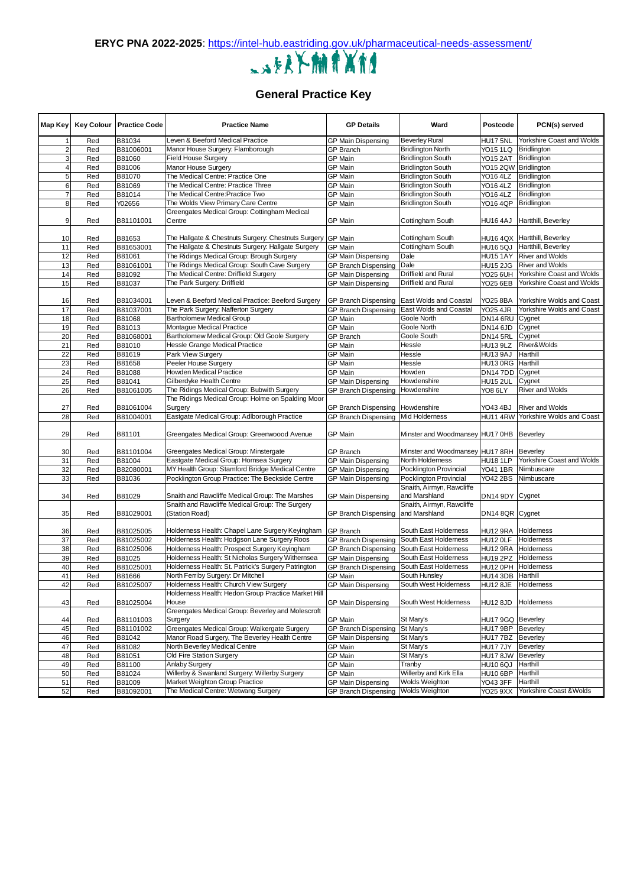**ERYC PNA 2022-2025**: https://intel-hub.eastriding.gov.uk/pharmaceutical-needs-assessment/

## General Practice Key

| Map Key | Key Colour | Practice Code | Practice Name | GP Details | Ward | Postcode | PCN(s) served |
|---|---|---|---|---|---|---|---|
| 1 | Red | B81034 | Leven & Beeford Medical Practice | GP Main Dispensing | Beverley Rural | HU17 5NL | Yorkshire Coast and Wolds |
| 2 | Red | B81006001 | Manor House Surgery: Flamborough | GP Branch | Bridlington North | YO15 1LQ | Bridlington |
| 3 | Red | B81060 | Field House Surgery | GP Main | Bridlington South | YO15 2AT | Bridlington |
| 4 | Red | B81006 | Manor House Surgery | GP Main | Bridlington South | YO15 2QW | Bridlington |
| 5 | Red | B81070 | The Medical Centre: Practice One | GP Main | Bridlington South | YO16 4LZ | Bridlington |
| 6 | Red | B81069 | The Medical Centre: Practice Three | GP Main | Bridlington South | YO16 4LZ | Bridlington |
| 7 | Red | B81014 | The Medical Centre:Practice Two | GP Main | Bridlington South | YO16 4LZ | Bridlington |
| 8 | Red | Y02656 | The Wolds View Primary Care Centre | GP Main | Bridlington South | YO16 4QP | Bridlington |
| 9 | Red | B81101001 | Greengates Medical Group: Cottingham Medical Centre | GP Main | Cottingham South | HU16 4AJ | Hartthill, Beverley |
| 10 | Red | B81653 | The Hallgate & Chestnuts Surgery: Chestnuts Surgery | GP Main | Cottingham South | HU16 4QX | Hartthill, Beverley |
| 11 | Red | B81653001 | The Hallgate & Chestnuts Surgery: Hallgate Surgery | GP Main | Cottingham South | HU16 5QJ | Hartthill, Beverley |
| 12 | Red | B81061 | The Ridings Medical Group: Brough Surgery | GP Main Dispensing | Dale | HU15 1AY | River and Wolds |
| 13 | Red | B81061001 | The Ridings Medical Group: South Cave Surgery | GP Branch Dispensing | Dale | HU15 2JG | River and Wolds |
| 14 | Red | B81092 | The Medical Centre: Driffield Surgery | GP Main Dispensing | Driffield and Rural | YO25 6UH | Yorkshire Coast and Wolds |
| 15 | Red | B81037 | The Park Surgery: Driffield | GP Main Dispensing | Driffield and Rural | YO25 6EB | Yorkshire Coast and Wolds |
| 16 | Red | B81034001 | Leven & Beeford Medical Practice: Beeford Surgery | GP Branch Dispensing | East Wolds and Coastal | YO25 8BA | Yorkshire Wolds and Coast |
| 17 | Red | B81037001 | The Park Surgery: Nafferton Surgery | GP Branch Dispensing | East Wolds and Coastal | YO25 4JR | Yorkshire Wolds and Coast |
| 18 | Red | B81068 | Bartholomew Medical Group | GP Main | Goole North | DN14 6RU | Cygnet |
| 19 | Red | B81013 | Montague Medical Practice | GP Main | Goole North | DN14 6JD | Cygnet |
| 20 | Red | B81068001 | Bartholomew Medical Group: Old Goole Surgery | GP Branch | Goole South | DN14 5RL | Cygnet |
| 21 | Red | B81010 | Hessle Grange Medical Practice | GP Main | Hessle | HU13 9LZ | River&Wolds |
| 22 | Red | B81619 | Park View Surgery | GP Main | Hessle | HU13 9AJ | Harthill |
| 23 | Red | B81658 | Peeler House Surgery | GP Main | Hessle | HU13 0RG | Harthill |
| 24 | Red | B81088 | Howden Medical Practice | GP Main | Howden | DN14 7DD | Cygnet |
| 25 | Red | B81041 | Gilberdyke Health Centre | GP Main Dispensing | Howdenshire | HU15 2UL | Cygnet |
| 26 | Red | B81061005 | The Ridings Medical Group: Bubwith Surgery | GP Branch Dispensing | Howdenshire | YO8 6LY | River and Wolds |
| 27 | Red | B81061004 | The Ridings Medical Group: Holme on Spalding Moor Surgery | GP Branch Dispensing | Howdenshire | YO43 4BJ | River and Wolds |
| 28 | Red | B81004001 | Eastgate Medical Group: Adlborough Practice | GP Branch Dispensing | Mid Holderness | HU11 4RW | Yorkshire Wolds and Coast |
| 29 | Red | B81101 | Greengates Medical Group: Greenwoood Avenue | GP Main | Minster and Woodmansey | HU17 0HB | Beverley |
| 30 | Red | B81101004 | Greengates Medical Group: Minstergate | GP Branch | Minster and Woodmansey | HU17 8RH | Beverley |
| 31 | Red | B81004 | Eastgate Medical Group: Hornsea Surgery | GP Main Dispensing | North Holderness | HU18 1LP | Yorkshire Coast and Wolds |
| 32 | Red | B82080001 | MY Health Group: Stamford Bridge Medical Centre | GP Main Dispensing | Pocklington Provincial | YO41 1BR | Nimbuscare |
| 33 | Red | B81036 | Pocklington Group Practice: The Beckside Centre | GP Main Dispensing | Pocklington Provincial | YO42 2BS | Nimbuscare |
| 34 | Red | B81029 | Snaith and Rawcliffe Medical Group: The Marshes | GP Main Dispensing | Snaith, Airmyn, Rawcliffe and Marshland | DN14 9DY | Cygnet |
| 35 | Red | B81029001 | Snaith and Rawcliffe Medical Group: The Surgery (Station Road) | GP Branch Dispensing | Snaith, Airmyn, Rawcliffe and Marshland | DN14 8QR | Cygnet |
| 36 | Red | B81025005 | Holderness Health: Chapel Lane Surgery Keyingham | GP Branch | South East Holderness | HU12 9RA | Holderness |
| 37 | Red | B81025002 | Holderness Health: Hodgson Lane Surgery Roos | GP Branch Dispensing | South East Holderness | HU12 0LF | Holderness |
| 38 | Red | B81025006 | Holderness Health: Prospect Surgery Keyingham | GP Branch Dispensing | South East Holderness | HU12 9RA | Holderness |
| 39 | Red | B81025 | Holderness Health: St Nicholas Surgery Withernsea | GP Main Dispensing | South East Holderness | HU19 2PZ | Holderness |
| 40 | Red | B81025001 | Holderness Health: St. Patrick's Surgery Patrington | GP Branch Dispensing | South East Holderness | HU12 0PH | Holderness |
| 41 | Red | B81666 | North Ferriby Surgery: Dr Mitchell | GP Main | South Hunsley | HU14 3DB | Harthill |
| 42 | Red | B81025007 | Holderness Health: Church View Surgery | GP Main Dispensing | South West Holderness | HU12 8JE | Holderness |
| 43 | Red | B81025004 | Holderness Health: Hedon Group Practice Market Hill House | GP Main Dispensing | South West Holderness | HU12 8JD | Holderness |
| 44 | Red | B81101003 | Greengates Medical Group: Beverley and Molescroft Surgery | GP Main | St Mary's | HU17 9GQ | Beverley |
| 45 | Red | B81101002 | Greengates Medical Group: Walkergate Surgery | GP Branch Dispensing | St Mary's | HU17 9BP | Beverley |
| 46 | Red | B81042 | Manor Road Surgery, The Beverley Health Centre | GP Main Dispensing | St Mary's | HU17 7BZ | Beverley |
| 47 | Red | B81082 | North Beverley Medical Centre | GP Main | St Mary's | HU17 7JY | Beverley |
| 48 | Red | B81051 | Old Fire Station Surgery | GP Main | St Mary's | HU17 8JW | Beverley |
| 49 | Red | B81100 | Anlaby Surgery | GP Main | Tranby | HU10 6QJ | Harthill |
| 50 | Red | B81024 | Willerby & Swanland Surgery: Willerby Surgery | GP Main | Willerby and Kirk Ella | HU10 6BP | Harthill |
| 51 | Red | B81009 | Market Weighton Group Practice | GP Main Dispensing | Wolds Weighton | YO43 3FF | Harthill |
| 52 | Red | B81092001 | The Medical Centre: Wetwang Surgery | GP Branch Dispensing | Wolds Weighton | YO25 9XX | Yorkshire Coast &Wolds |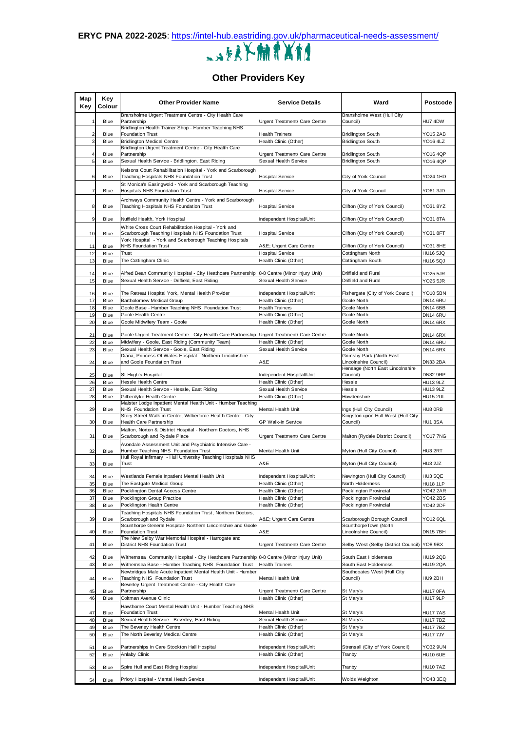**ERYC PNA 2022-2025**: https://intel-hub.eastriding.gov.uk/pharmaceutical-needs-assessment/

## Other Providers Key

| Map Key | Key Colour | Other Provider Name | Service Details | Ward | Postcode |
|---|---|---|---|---|---|
| 1 | Blue | Bransholme Urgent Treatment Centre - City Health Care Partnership | Urgent Treatment/ Care Centre | Bransholme West (Hull City Council) | HU7 4DW |
| 2 | Blue | Bridlington Health Trainer Shop - Humber Teaching NHS Foundation Trust | Health Trainers | Bridlington South | YO15 2AB |
| 3 | Blue | Bridlington Medical Centre | Health Clinic (Other) | Bridlington South | YO16 4LZ |
| 4 | Blue | Bridlington Urgent Treatment Centre - City Health Care Partnership | Urgent Treatment/ Care Centre | Bridlington South | YO16 4QP |
| 5 | Blue | Sexual Health Service - Bridlington, East Riding | Sexual Health Service | Bridlington South | YO16 4QP |
| 6 | Blue | Nelsons Court Rehabilitation Hospital - York and Scarborough Teaching Hospitals NHS Foundation Trust | Hospital Service | City of York Council | YO24 1HD |
| 7 | Blue | St Monica's Easingwold - York and Scarborough Teaching Hospitals NHS Foundation Trust | Hospital Service | City of York Council | YO61 3JD |
| 8 | Blue | Archways Community Health Centre - York and Scarborough Teaching Hospitals NHS Foundation Trust | Hospital Service | Clifton (City of York Council) | YO31 8YZ |
| 9 | Blue | Nuffield Health, York Hospital | Independent Hospital/Unit | Clifton (City of York Council) | YO31 8TA |
| 10 | Blue | White Cross Court Rehabilitation Hospital - York and Scarborough Teaching Hospitals NHS Foundation Trust | Hospital Service | Clifton (City of York Council) | YO31 8FT |
| 11 | Blue | York Hospital - York and Scarborough Teaching Hospitals NHS Foundation Trust | A&E; Urgent Care Centre | Clifton (City of York Council) | YO31 8HE |
| 12 | Blue | Trust | Hospital Service | Cottingham North | HU16 5JQ |
| 13 | Blue | The Cottingham Clinic | Health Clinic (Other) | Cottingham South | HU16 5QJ |
| 14 | Blue | Alfred Bean Community Hospital - City Heathcare Partnership | 8-8 Centre (Minor Injury Unit) | Driffield and Rural | YO25 5JR |
| 15 | Blue | Sexual Health Service - Driffield, East Riding | Sexual Health Service | Driffield and Rural | YO25 5JR |
| 16 | Blue | The Retreat Hospital York, Mental Health Provider | Independent Hospital/Unit | Fishergate (City of York Council) | YO10 5BN |
| 17 | Blue | Bartholomew Medical Group | Health Clinic (Other) | Goole North | DN14 6RU |
| 18 | Blue | Goole Base - Humber Teaching NHS Foundation Trust | Health Trainers | Goole North | DN14 6BB |
| 19 | Blue | Goole Health Centre | Health Clinic (Other) | Goole North | DN14 6RU |
| 20 | Blue | Goole Midwifery Team - Goole | Health Clinic (Other) | Goole North | DN14 6RX |
| 21 | Blue | Goole Urgent Treatment Centre - City Health Care Partnership | Urgent Treatment/ Care Centre | Goole North | DN14 6RX |
| 22 | Blue | Midwifery - Goole, East Riding (Community Team) | Health Clinic (Other) | Goole North | DN14 6RU |
| 23 | Blue | Sexual Health Service - Goole, East Riding | Sexual Health Service | Goole North | DN14 6RX |
| 24 | Blue | Diana, Princess Of Wales Hospital - Northern Lincolnshire and Goole Foundation Trust | A&E | Grimsby Park (North East Lincolnshire Council) | DN33 2BA |
| 25 | Blue | St Hugh's Hospital | Independent Hospital/Unit | Heneage (North East Lincolnshire Council) | DN32 9RP |
| 26 | Blue | Hessle Health Centre | Health Clinic (Other) | Hessle | HU13 9LZ |
| 27 | Blue | Sexual Health Service - Hessle, East Riding | Sexual Health Service | Hessle | HU13 9LZ |
| 28 | Blue | Gilberdyke Health Centre | Health Clinic (Other) | Howdenshire | HU15 2UL |
| 29 | Blue | Maister Lodge Inpatient Mental Health Unit - Humber Teaching NHS Foundation Trust | Mental Health Unit | Ings (Hull City Council) | HU8 0RB |
| 30 | Blue | Story Street Walk in Centre, Wilberforce Health Centre - City Health Care Partnership | GP Walk-In Service | Kingston upon Hull West (Hull City Council) | HU1 3SA |
| 31 | Blue | Malton, Norton & District Hospital - Northern Doctors, NHS Scarborough and Rydale Place | Urgent Treatment/ Care Centre | Malton (Rydale District Council) | YO17 7NG |
| 32 | Blue | Avondale Assessment Unit and Psychiatric Intensive Care - Humber Teaching NHS Foundation Trust | Mental Health Unit | Myton (Hull City Council) | HU3 2RT |
| 33 | Blue | Hull Royal Infirmary - Hull University Teaching Hospitals NHS Trust | A&E | Myton (Hull City Council) | HU3 2JZ |
| 34 | Blue | Westlands Female Inpatient Mental Health Unit | Independent Hospital/Unit | Newington (Hull City Council) | HU3 5QE |
| 35 | Blue | The Eastgate Medical Group | Health Clinic (Other) | North Holderness | HU18 1LP |
| 36 | Blue | Pocklington Dental Access Centre | Health Clinic (Other) | Pocklington Provincial | YO42 2AR |
| 37 | Blue | Pocklington Group Practice | Health Clinic (Other) | Pocklington Provincial | YO42 2BS |
| 38 | Blue | Pocklington Health Centre | Health Clinic (Other) | Pocklington Provincial | YO42 2DF |
| 39 | Blue | Teaching Hospitals NHS Foundation Trust, Northern Doctors, Scarborough and Rydale | A&E; Urgent Care Centre | Scarborough Borough Council | YO12 6QL |
| 40 | Blue | Scunthorpe General Hospital- Northern Lincolnshire and Goole Foundation Trust | A&E | ScunthorpeTown (North Lincolnshire Council) | DN15 7BH |
| 41 | Blue | The New Selby War Memorial Hospital - Harrogate and District NHS Foundation Trust | Urgent Treatment/ Care Centre | Selby West (Selby District Council) | YO8 9BX |
| 42 | Blue | Withernsea Community Hospital - City Heathcare Partnership | 8-8 Centre (Minor Injury Unit) | South East Holderness | HU19 2QB |
| 43 | Blue | Withernsea Base - Humber Teaching NHS Foundation Trust | Health Trainers | South East Holderness | HU19 2QA |
| 44 | Blue | Newbridges Male Acute Inpatient Mental Health Unit - Humber Teaching NHS Foundation Trust | Mental Health Unit | Southcoates West (Hull City Council) | HU9 2BH |
| 45 | Blue | Beverley Urgent Treatment Centre - City Health Care Partnership | Urgent Treatment/ Care Centre | St Mary's | HU17 0FA |
| 46 | Blue | Coltman Avenue Clinic | Health Clinic (Other) | St Mary's | HU17 9LP |
| 47 | Blue | Hawthorne Court Mental Health Unit - Humber Teaching NHS Foundation Trust | Mental Health Unit | St Mary's | HU17 7AS |
| 48 | Blue | Sexual Health Service - Beverley, East Riding | Sexual Health Service | St Mary's | HU17 7BZ |
| 49 | Blue | The Beverley Health Centre | Health Clinic (Other) | St Mary's | HU17 7BZ |
| 50 | Blue | The North Beverley Medical Centre | Health Clinic (Other) | St Mary's | HU17 7JY |
| 51 | Blue | Partnerships in Care Stockton Hall Hospital | Independent Hospital/Unit | Strensall (City of York Council) | YO32 9UN |
| 52 | Blue | Anlaby Clinic | Health Clinic (Other) | Tranby | HU10 6UE |
| 53 | Blue | Spire Hull and East Riding Hospital | Independent Hospital/Unit | Tranby | HU10 7AZ |
| 54 | Blue | Priory Hospital - Mental Heath Service | Independent Hospital/Unit | Wolds Weighton | YO43 3EQ |